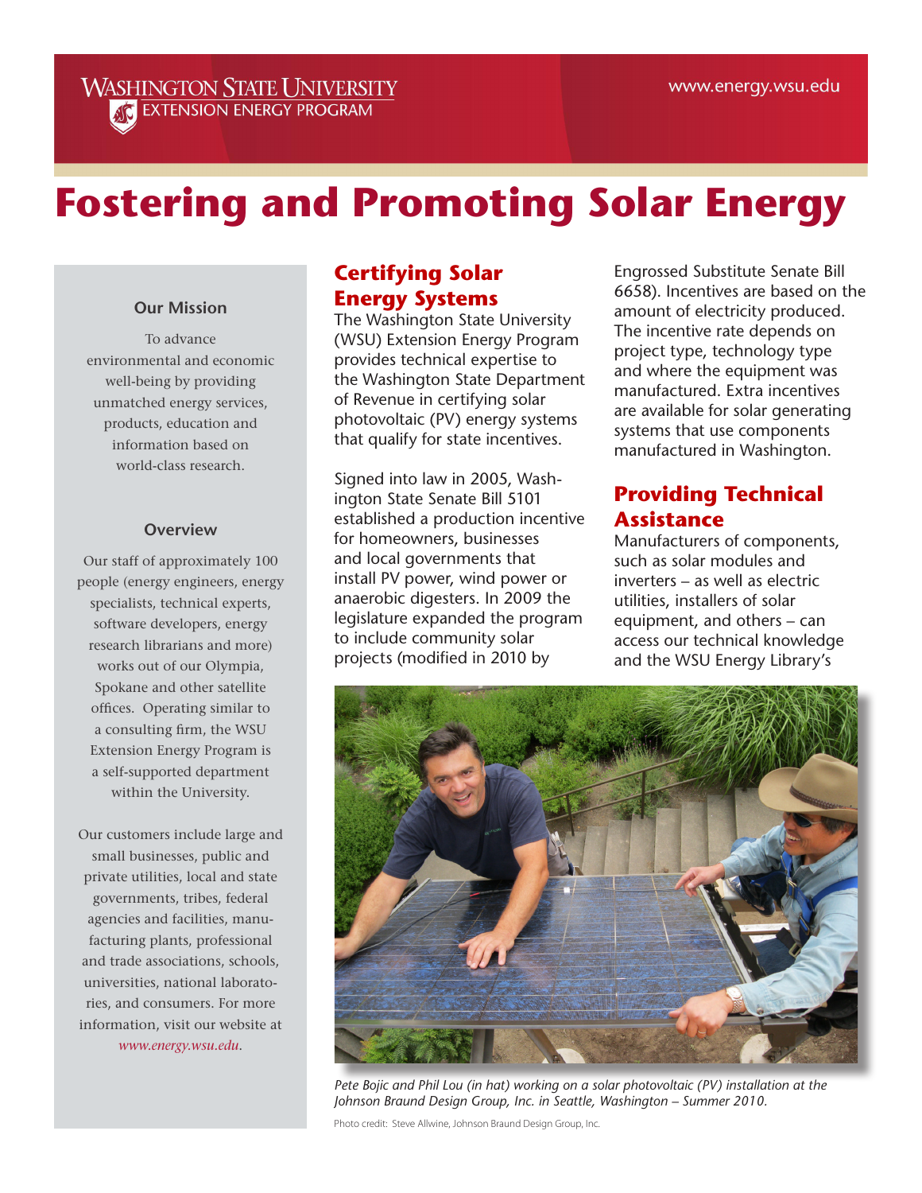Washington State University
Extension Energy Program

www.energy.wsu.edu

# Fostering and Promoting Solar Energy

### Our Mission

To advance environmental and economic well-being by providing unmatched energy services, products, education and information based on world-class research.

### Overview

Our staff of approximately 100 people (energy engineers, energy specialists, technical experts, software developers, energy research librarians and more) works out of our Olympia, Spokane and other satellite offices. Operating similar to a consulting firm, the WSU Extension Energy Program is a self-supported department within the University.

Our customers include large and small businesses, public and private utilities, local and state governments, tribes, federal agencies and facilities, manufacturing plants, professional and trade associations, schools, universities, national laboratories, and consumers. For more information, visit our website at *www.energy.wsu.edu*.

## Certifying Solar Energy Systems

The Washington State University (WSU) Extension Energy Program provides technical expertise to the Washington State Department of Revenue in certifying solar photovoltaic (PV) energy systems that qualify for state incentives.

Signed into law in 2005, Washington State Senate Bill 5101 established a production incentive for homeowners, businesses and local governments that install PV power, wind power or anaerobic digesters. In 2009 the legislature expanded the program to include community solar projects (modified in 2010 by Engrossed Substitute Senate Bill 6658). Incentives are based on the amount of electricity produced. The incentive rate depends on project type, technology type and where the equipment was manufactured. Extra incentives are available for solar generating systems that use components manufactured in Washington.

## Providing Technical Assistance

Manufacturers of components, such as solar modules and inverters – as well as electric utilities, installers of solar equipment, and others – can access our technical knowledge and the WSU Energy Library's

*Pete Bojic and Phil Lou (in hat) working on a solar photovoltaic (PV) installation at the Johnson Braund Design Group, Inc. in Seattle, Washington – Summer 2010.*

Photo credit: Steve Allwine, Johnson Braund Design Group, Inc.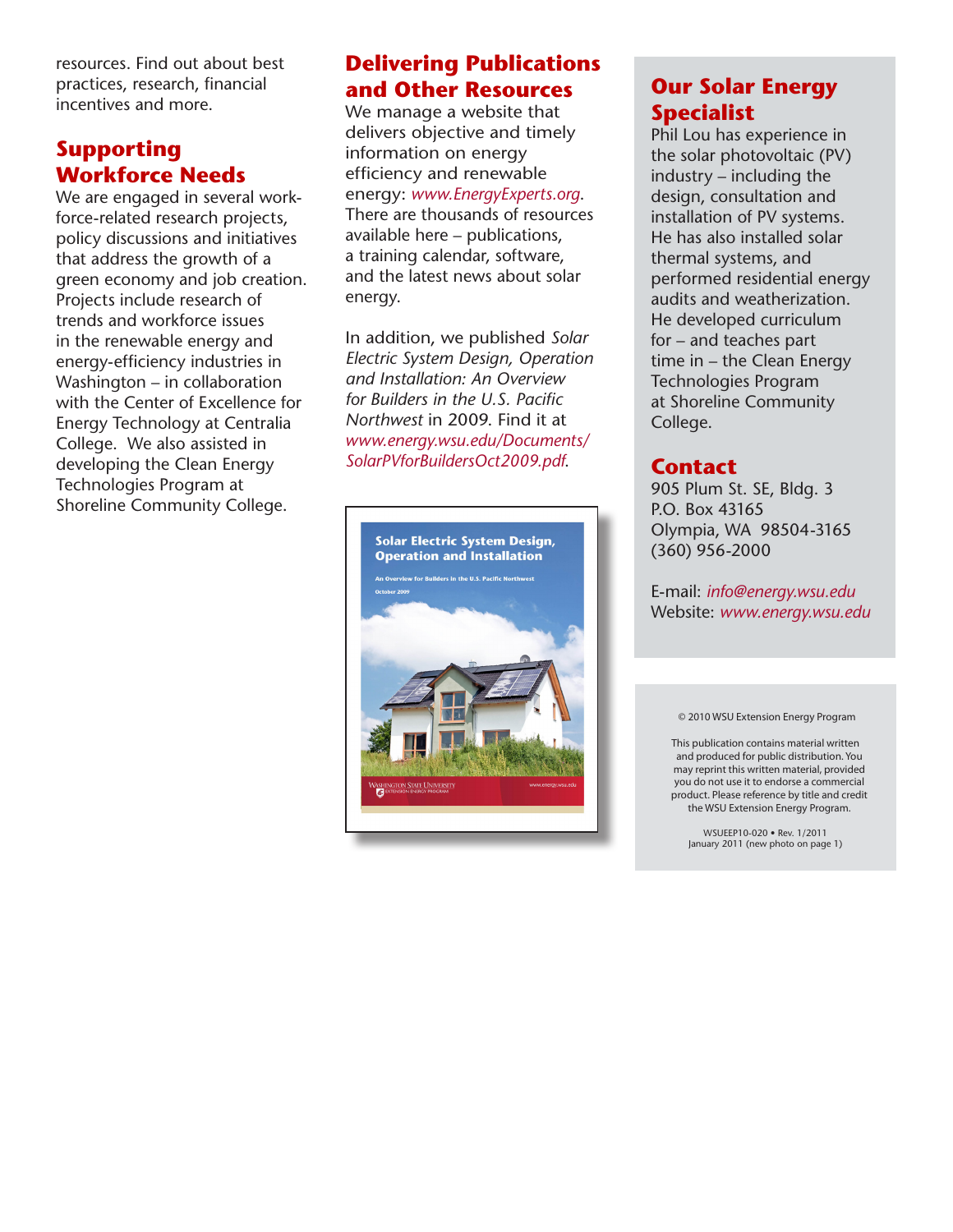resources. Find out about best practices, research, financial incentives and more.

## Supporting Workforce Needs

We are engaged in several work-force-related research projects, policy discussions and initiatives that address the growth of a green economy and job creation. Projects include research of trends and workforce issues in the renewable energy and energy-efficiency industries in Washington – in collaboration with the Center of Excellence for Energy Technology at Centralia College. We also assisted in developing the Clean Energy Technologies Program at Shoreline Community College.

## Delivering Publications and Other Resources

We manage a website that delivers objective and timely information on energy efficiency and renewable energy: *www.EnergyExperts.org*. There are thousands of resources available here – publications, a training calendar, software, and the latest news about solar energy.

In addition, we published *Solar Electric System Design, Operation and Installation: An Overview for Builders in the U.S. Pacific Northwest* in 2009. Find it at *www.energy.wsu.edu/Documents/SolarPVforBuildersOct2009.pdf*.

## Our Solar Energy Specialist

Phil Lou has experience in the solar photovoltaic (PV) industry – including the design, consultation and installation of PV systems. He has also installed solar thermal systems, and performed residential energy audits and weatherization. He developed curriculum for – and teaches part time in – the Clean Energy Technologies Program at Shoreline Community College.

## Contact

905 Plum St. SE, Bldg. 3
P.O. Box 43165
Olympia, WA 98504-3165
(360) 956-2000

E-mail: *info@energy.wsu.edu*
Website: *www.energy.wsu.edu*

© 2010 WSU Extension Energy Program

This publication contains material written and produced for public distribution. You may reprint this written material, provided you do not use it to endorse a commercial product. Please reference by title and credit the WSU Extension Energy Program.

WSUEEP10-020 • Rev. 1/2011
January 2011 (new photo on page 1)